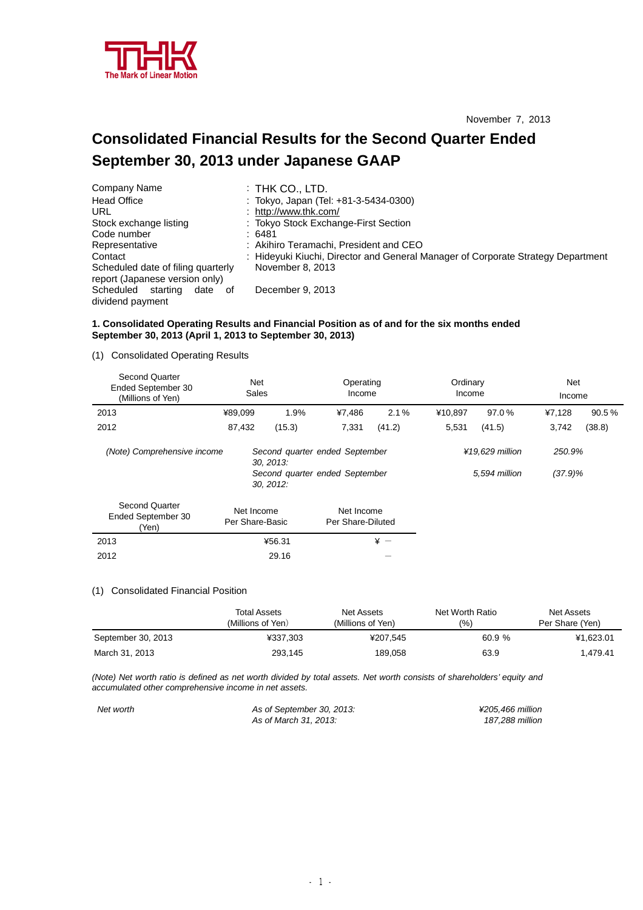THK
The Mark of Linear Motion

November 7, 2013

# Consolidated Financial Results for the Second Quarter Ended September 30, 2013 under Japanese GAAP

| | |
|---|---|
| Company Name | : THK CO., LTD. |
| Head Office | : Tokyo, Japan (Tel: +81-3-5434-0300) |
| URL | : http://www.thk.com/ |
| Stock exchange listing | : Tokyo Stock Exchange-First Section |
| Code number | : 6481 |
| Representative | : Akihiro Teramachi, President and CEO |
| Contact | : Hideyuki Kiuchi, Director and General Manager of Corporate Strategy Department |
| Scheduled date of filing quarterly report (Japanese version only) | November 8, 2013 |
| Scheduled starting date of dividend payment | December 9, 2013 |

**1. Consolidated Operating Results and Financial Position as of and for the six months ended September 30, 2013 (April 1, 2013 to September 30, 2013)**

(1) Consolidated Operating Results

| Second Quarter Ended September 30 (Millions of Yen) | Net Sales | | Operating Income | | Ordinary Income | | Net Income | |
|---|---|---|---|---|---|---|---|---|
| 2013 | ¥89,099 | 1.9% | ¥7,486 | 2.1 % | ¥10,897 | 97.0 % | ¥7,128 | 90.5 % |
| 2012 | 87,432 | (15.3) | 7,331 | (41.2) | 5,531 | (41.5) | 3,742 | (38.8) |

*(Note) Comprehensive income*

| | | |
|---|---|---|
| *Second quarter ended September 30, 2013:* | *¥19,629 million* | *250.9%* |
| *Second quarter ended September 30, 2012:* | *5,594 million* | *(37.9)%* |

| Second Quarter Ended September 30 (Yen) | Net Income Per Share-Basic | Net Income Per Share-Diluted |
|---|---|---|
| 2013 | ¥56.31 | ¥ — |
| 2012 | 29.16 | — |

(1) Consolidated Financial Position

| | Total Assets (Millions of Yen) | Net Assets (Millions of Yen) | Net Worth Ratio (%) | Net Assets Per Share (Yen) |
|---|---|---|---|---|
| September 30, 2013 | ¥337,303 | ¥207,545 | 60.9 % | ¥1,623.01 |
| March 31, 2013 | 293,145 | 189,058 | 63.9 | 1,479.41 |

*(Note) Net worth ratio is defined as net worth divided by total assets. Net worth consists of shareholders' equity and accumulated other comprehensive income in net assets.*

| | | |
|---|---|---|
| *Net worth* | *As of September 30, 2013:* | *¥205,466 million* |
| | *As of March 31, 2013:* | *187,288 million* |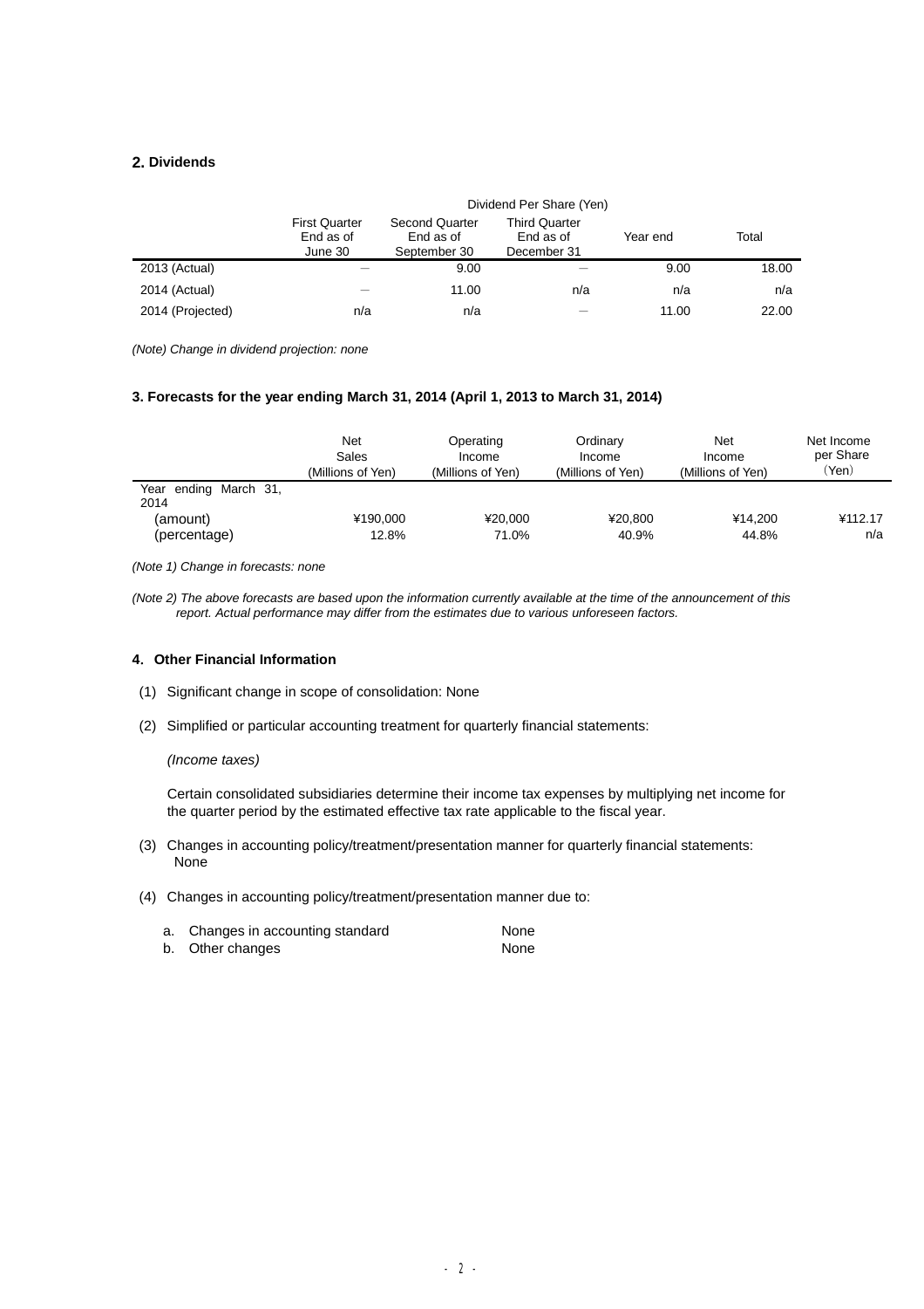## 2. Dividends

| | Dividend Per Share (Yen) | | | | |
|---|---|---|---|---|---|
| | First Quarter End as of June 30 | Second Quarter End as of September 30 | Third Quarter End as of December 31 | Year end | Total |
| 2013 (Actual) | — | 9.00 | — | 9.00 | 18.00 |
| 2014 (Actual) | — | 11.00 | n/a | n/a | n/a |
| 2014 (Projected) | n/a | n/a | — | 11.00 | 22.00 |

*(Note) Change in dividend projection: none*

## 3. Forecasts for the year ending March 31, 2014 (April 1, 2013 to March 31, 2014)

| | Net Sales (Millions of Yen) | Operating Income (Millions of Yen) | Ordinary Income (Millions of Yen) | Net Income (Millions of Yen) | Net Income per Share (Yen) |
|---|---|---|---|---|---|
| Year ending March 31, 2014 | | | | | |
| (amount) | ¥190,000 | ¥20,000 | ¥20,800 | ¥14,200 | ¥112.17 |
| (percentage) | 12.8% | 71.0% | 40.9% | 44.8% | n/a |

*(Note 1) Change in forecasts: none*

*(Note 2) The above forecasts are based upon the information currently available at the time of the announcement of this report. Actual performance may differ from the estimates due to various unforeseen factors.*

## 4. Other Financial Information

(1) Significant change in scope of consolidation: None

(2) Simplified or particular accounting treatment for quarterly financial statements:

*(Income taxes)*

Certain consolidated subsidiaries determine their income tax expenses by multiplying net income for the quarter period by the estimated effective tax rate applicable to the fiscal year.

(3) Changes in accounting policy/treatment/presentation manner for quarterly financial statements: None

(4) Changes in accounting policy/treatment/presentation manner due to:

a. Changes in accounting standard None
b. Other changes None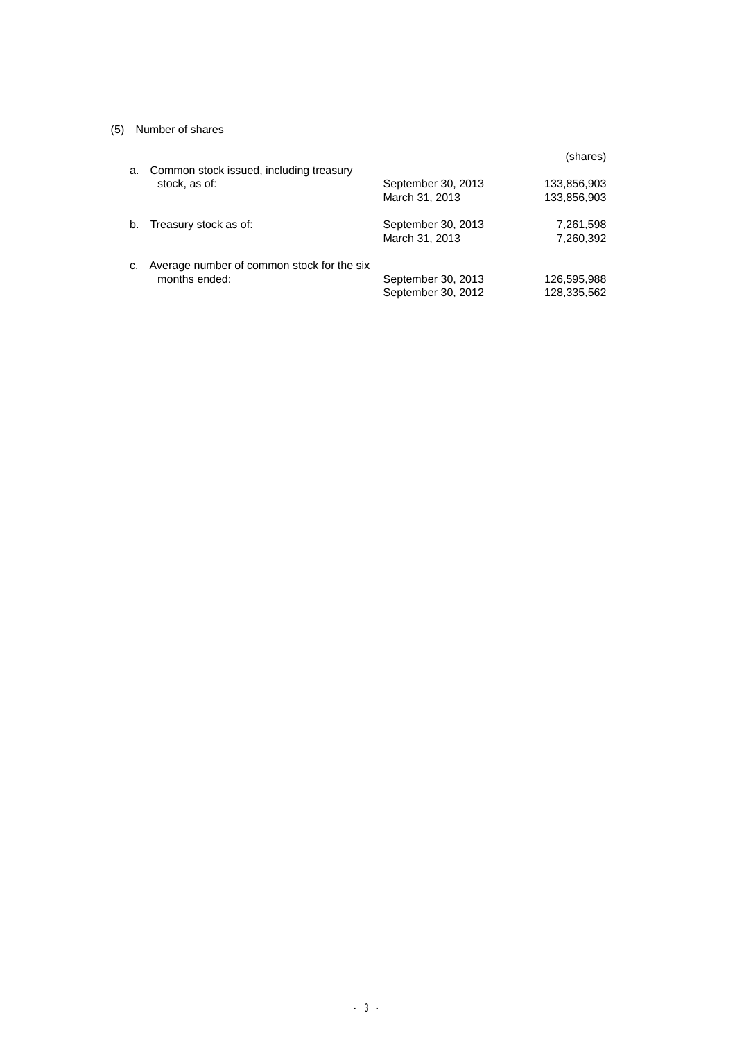(5) Number of shares

| | | (shares) |
|---|---|---|
| a. Common stock issued, including treasury stock, as of: | September 30, 2013 | 133,856,903 |
| | March 31, 2013 | 133,856,903 |
| b. Treasury stock as of: | September 30, 2013 | 7,261,598 |
| | March 31, 2013 | 7,260,392 |
| c. Average number of common stock for the six months ended: | September 30, 2013 | 126,595,988 |
| | September 30, 2012 | 128,335,562 |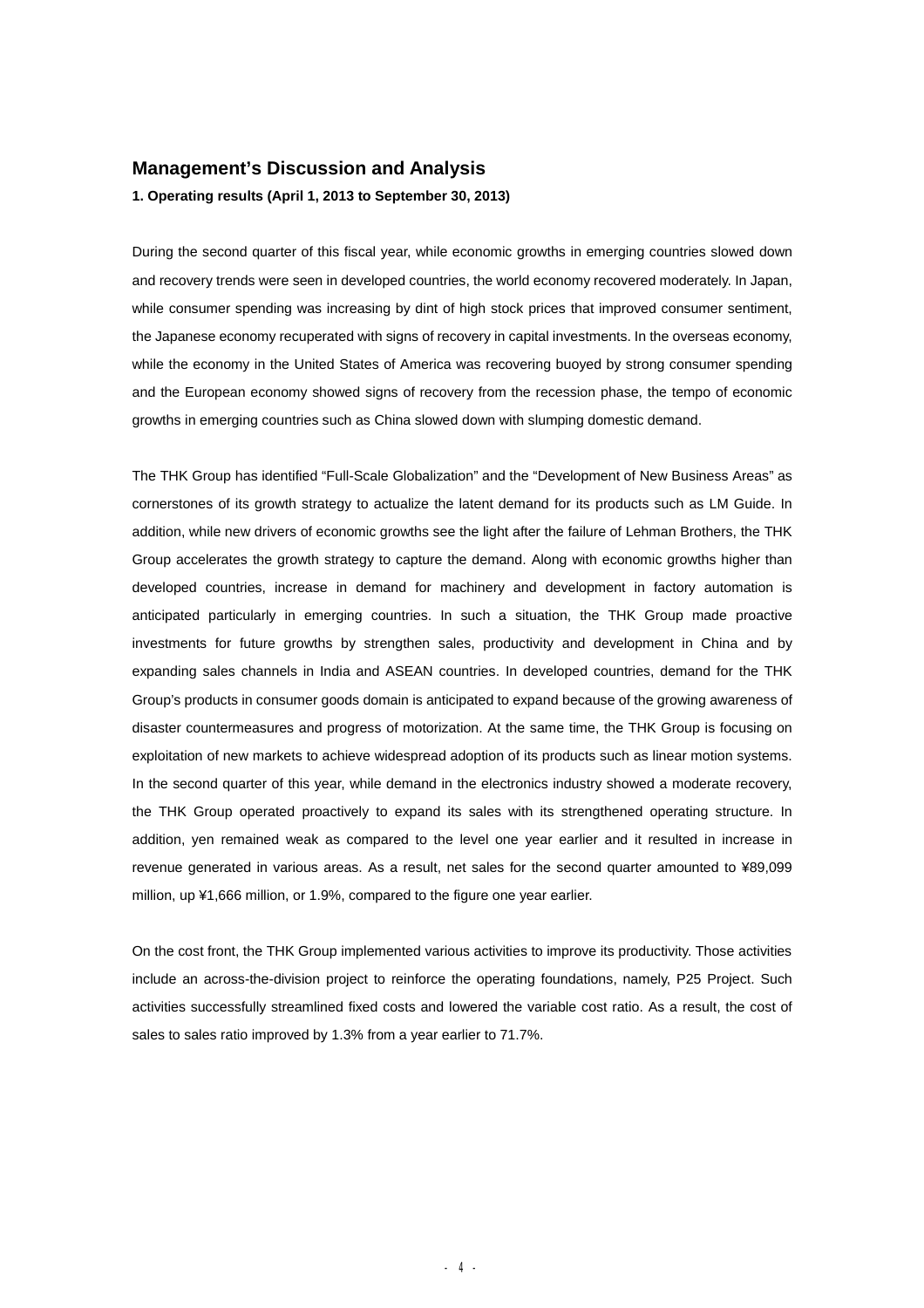## Management's Discussion and Analysis

**1. Operating results (April 1, 2013 to September 30, 2013)**

During the second quarter of this fiscal year, while economic growths in emerging countries slowed down and recovery trends were seen in developed countries, the world economy recovered moderately. In Japan, while consumer spending was increasing by dint of high stock prices that improved consumer sentiment, the Japanese economy recuperated with signs of recovery in capital investments. In the overseas economy, while the economy in the United States of America was recovering buoyed by strong consumer spending and the European economy showed signs of recovery from the recession phase, the tempo of economic growths in emerging countries such as China slowed down with slumping domestic demand.

The THK Group has identified "Full-Scale Globalization" and the "Development of New Business Areas" as cornerstones of its growth strategy to actualize the latent demand for its products such as LM Guide. In addition, while new drivers of economic growths see the light after the failure of Lehman Brothers, the THK Group accelerates the growth strategy to capture the demand. Along with economic growths higher than developed countries, increase in demand for machinery and development in factory automation is anticipated particularly in emerging countries. In such a situation, the THK Group made proactive investments for future growths by strengthen sales, productivity and development in China and by expanding sales channels in India and ASEAN countries. In developed countries, demand for the THK Group's products in consumer goods domain is anticipated to expand because of the growing awareness of disaster countermeasures and progress of motorization. At the same time, the THK Group is focusing on exploitation of new markets to achieve widespread adoption of its products such as linear motion systems. In the second quarter of this year, while demand in the electronics industry showed a moderate recovery, the THK Group operated proactively to expand its sales with its strengthened operating structure. In addition, yen remained weak as compared to the level one year earlier and it resulted in increase in revenue generated in various areas. As a result, net sales for the second quarter amounted to ¥89,099 million, up ¥1,666 million, or 1.9%, compared to the figure one year earlier.

On the cost front, the THK Group implemented various activities to improve its productivity. Those activities include an across-the-division project to reinforce the operating foundations, namely, P25 Project. Such activities successfully streamlined fixed costs and lowered the variable cost ratio. As a result, the cost of sales to sales ratio improved by 1.3% from a year earlier to 71.7%.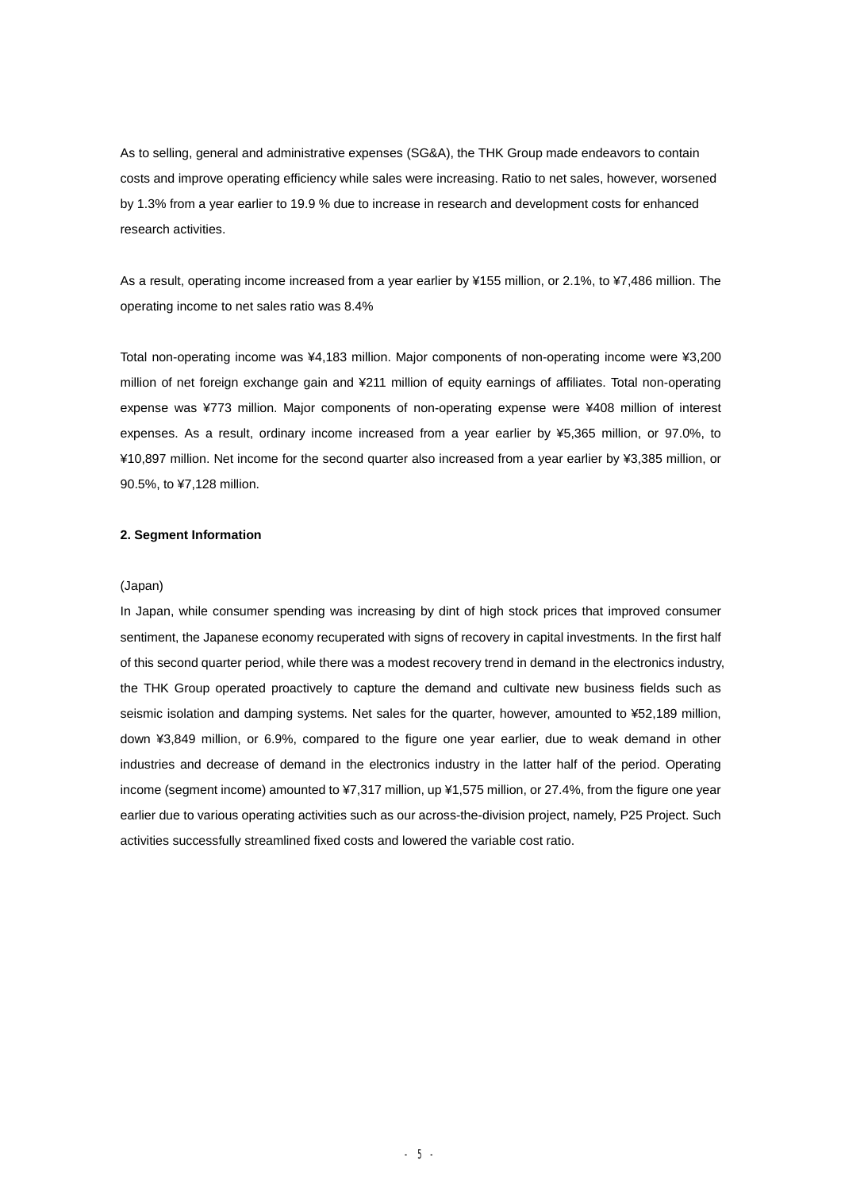As to selling, general and administrative expenses (SG&A), the THK Group made endeavors to contain costs and improve operating efficiency while sales were increasing. Ratio to net sales, however, worsened by 1.3% from a year earlier to 19.9 % due to increase in research and development costs for enhanced research activities.

As a result, operating income increased from a year earlier by ¥155 million, or 2.1%, to ¥7,486 million. The operating income to net sales ratio was 8.4%

Total non-operating income was ¥4,183 million. Major components of non-operating income were ¥3,200 million of net foreign exchange gain and ¥211 million of equity earnings of affiliates. Total non-operating expense was ¥773 million. Major components of non-operating expense were ¥408 million of interest expenses. As a result, ordinary income increased from a year earlier by ¥5,365 million, or 97.0%, to ¥10,897 million. Net income for the second quarter also increased from a year earlier by ¥3,385 million, or 90.5%, to ¥7,128 million.

**2. Segment Information**

(Japan)

In Japan, while consumer spending was increasing by dint of high stock prices that improved consumer sentiment, the Japanese economy recuperated with signs of recovery in capital investments. In the first half of this second quarter period, while there was a modest recovery trend in demand in the electronics industry, the THK Group operated proactively to capture the demand and cultivate new business fields such as seismic isolation and damping systems. Net sales for the quarter, however, amounted to ¥52,189 million, down ¥3,849 million, or 6.9%, compared to the figure one year earlier, due to weak demand in other industries and decrease of demand in the electronics industry in the latter half of the period. Operating income (segment income) amounted to ¥7,317 million, up ¥1,575 million, or 27.4%, from the figure one year earlier due to various operating activities such as our across-the-division project, namely, P25 Project. Such activities successfully streamlined fixed costs and lowered the variable cost ratio.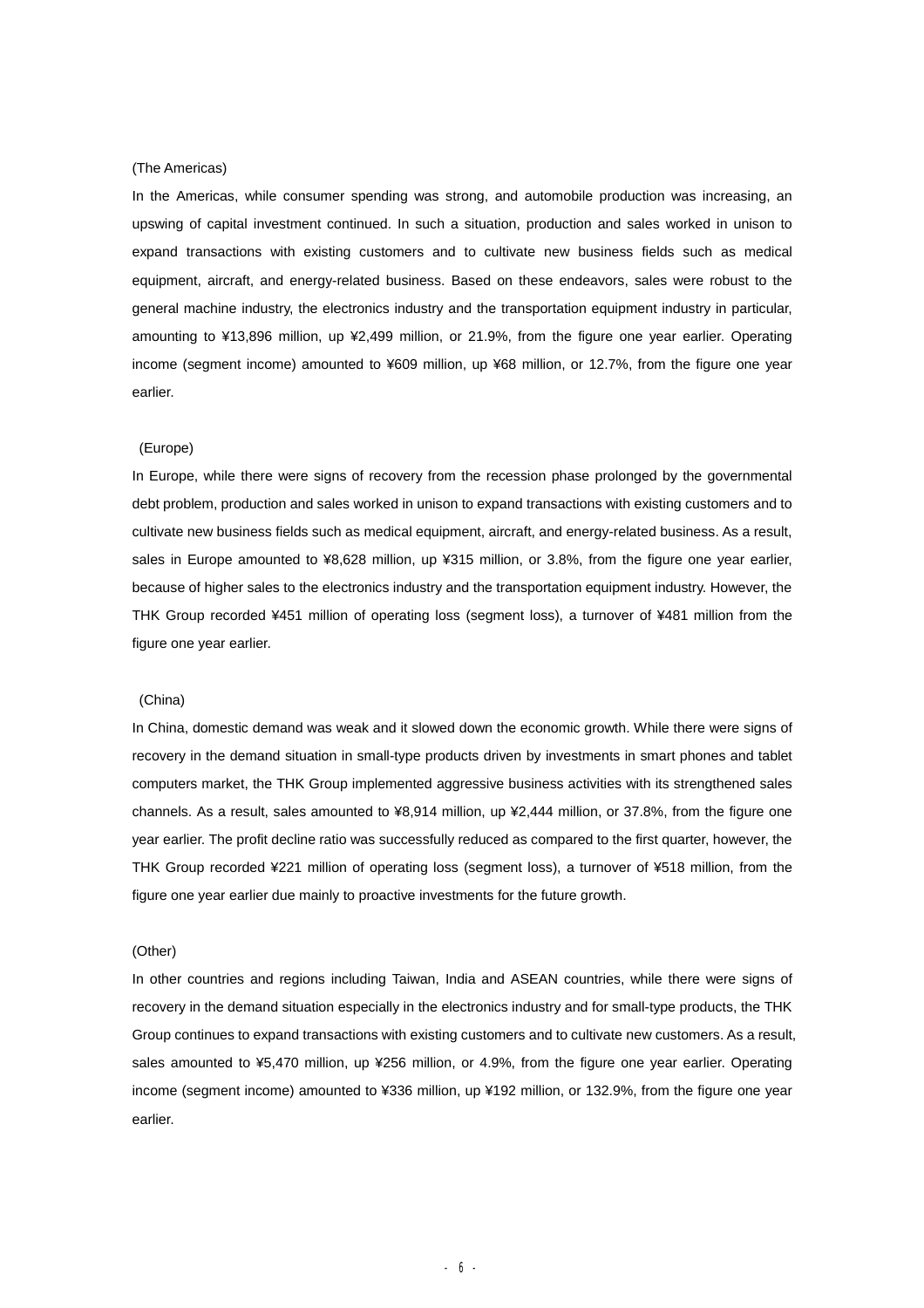(The Americas)

In the Americas, while consumer spending was strong, and automobile production was increasing, an upswing of capital investment continued. In such a situation, production and sales worked in unison to expand transactions with existing customers and to cultivate new business fields such as medical equipment, aircraft, and energy-related business. Based on these endeavors, sales were robust to the general machine industry, the electronics industry and the transportation equipment industry in particular, amounting to ¥13,896 million, up ¥2,499 million, or 21.9%, from the figure one year earlier. Operating income (segment income) amounted to ¥609 million, up ¥68 million, or 12.7%, from the figure one year earlier.

(Europe)

In Europe, while there were signs of recovery from the recession phase prolonged by the governmental debt problem, production and sales worked in unison to expand transactions with existing customers and to cultivate new business fields such as medical equipment, aircraft, and energy-related business. As a result, sales in Europe amounted to ¥8,628 million, up ¥315 million, or 3.8%, from the figure one year earlier, because of higher sales to the electronics industry and the transportation equipment industry. However, the THK Group recorded ¥451 million of operating loss (segment loss), a turnover of ¥481 million from the figure one year earlier.

(China)

In China, domestic demand was weak and it slowed down the economic growth. While there were signs of recovery in the demand situation in small-type products driven by investments in smart phones and tablet computers market, the THK Group implemented aggressive business activities with its strengthened sales channels. As a result, sales amounted to ¥8,914 million, up ¥2,444 million, or 37.8%, from the figure one year earlier. The profit decline ratio was successfully reduced as compared to the first quarter, however, the THK Group recorded ¥221 million of operating loss (segment loss), a turnover of ¥518 million, from the figure one year earlier due mainly to proactive investments for the future growth.

(Other)

In other countries and regions including Taiwan, India and ASEAN countries, while there were signs of recovery in the demand situation especially in the electronics industry and for small-type products, the THK Group continues to expand transactions with existing customers and to cultivate new customers. As a result, sales amounted to ¥5,470 million, up ¥256 million, or 4.9%, from the figure one year earlier. Operating income (segment income) amounted to ¥336 million, up ¥192 million, or 132.9%, from the figure one year earlier.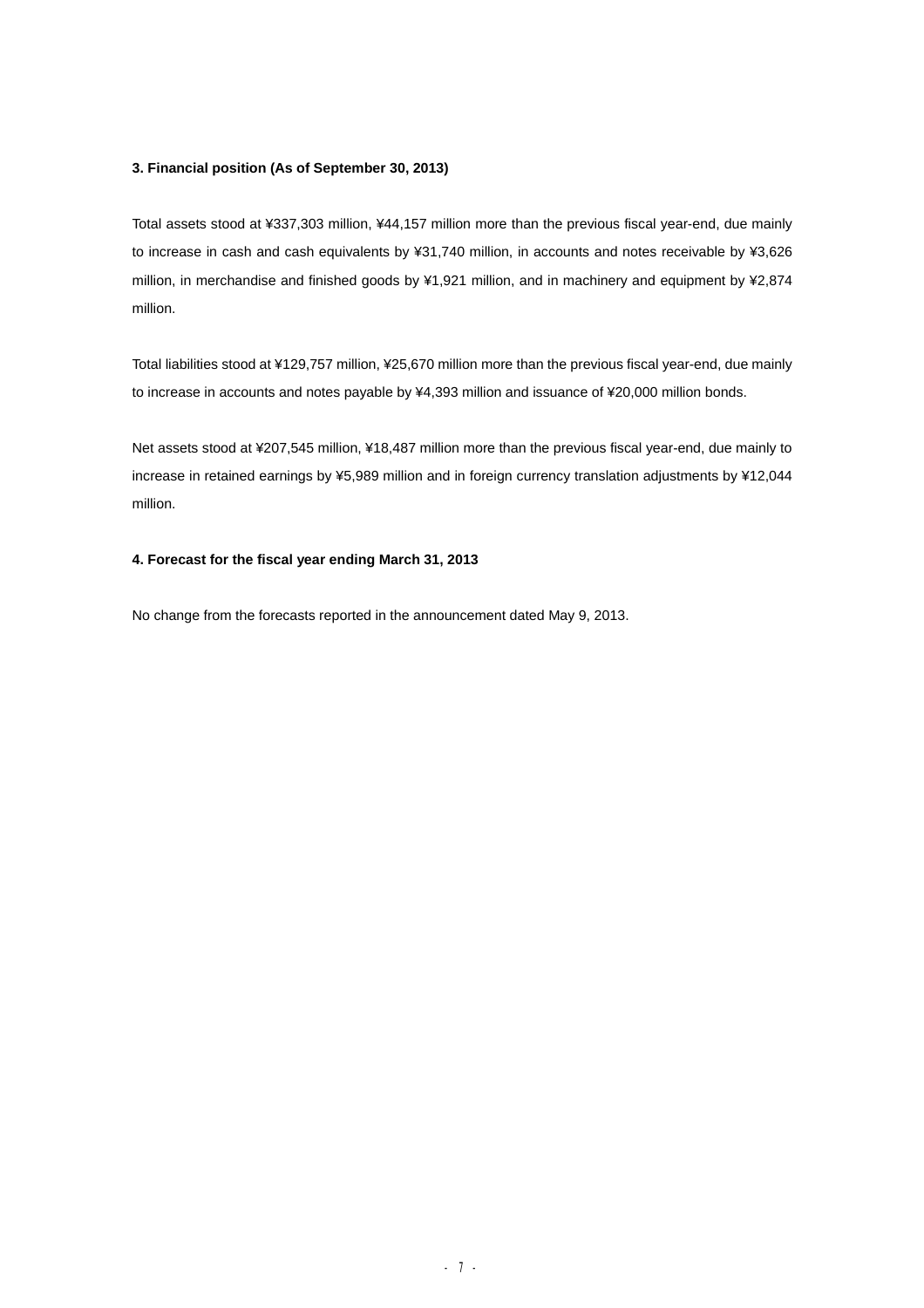### 3. Financial position (As of September 30, 2013)

Total assets stood at ¥337,303 million, ¥44,157 million more than the previous fiscal year-end, due mainly to increase in cash and cash equivalents by ¥31,740 million, in accounts and notes receivable by ¥3,626 million, in merchandise and finished goods by ¥1,921 million, and in machinery and equipment by ¥2,874 million.

Total liabilities stood at ¥129,757 million, ¥25,670 million more than the previous fiscal year-end, due mainly to increase in accounts and notes payable by ¥4,393 million and issuance of ¥20,000 million bonds.

Net assets stood at ¥207,545 million, ¥18,487 million more than the previous fiscal year-end, due mainly to increase in retained earnings by ¥5,989 million and in foreign currency translation adjustments by ¥12,044 million.

### 4. Forecast for the fiscal year ending March 31, 2013

No change from the forecasts reported in the announcement dated May 9, 2013.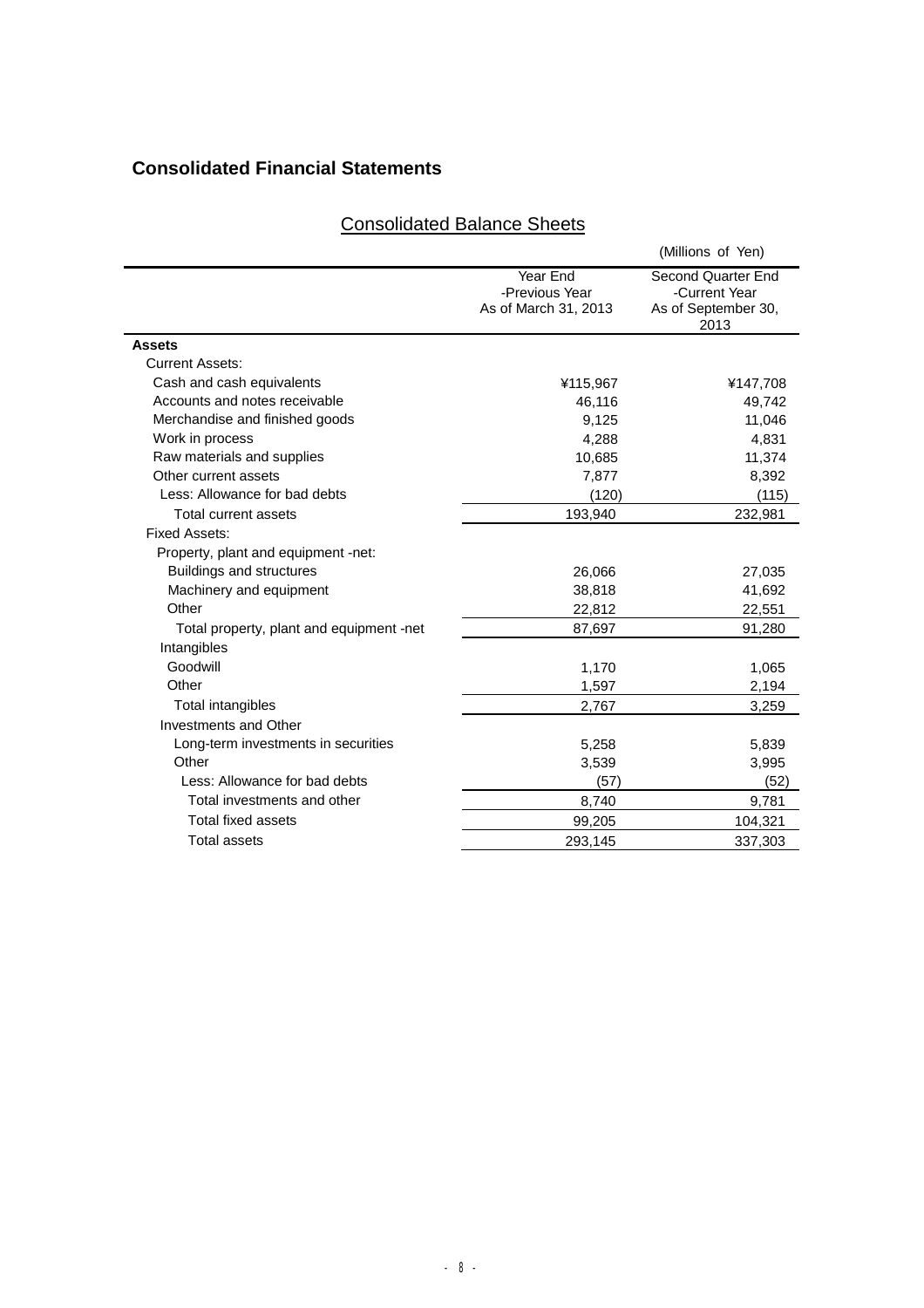## Consolidated Financial Statements

### Consolidated Balance Sheets

(Millions of Yen)

| | Year End -Previous Year As of March 31, 2013 | Second Quarter End -Current Year As of September 30, 2013 |
|---|---|---|
| **Assets** | | |
| Current Assets: | | |
| Cash and cash equivalents | ¥115,967 | ¥147,708 |
| Accounts and notes receivable | 46,116 | 49,742 |
| Merchandise and finished goods | 9,125 | 11,046 |
| Work in process | 4,288 | 4,831 |
| Raw materials and supplies | 10,685 | 11,374 |
| Other current assets | 7,877 | 8,392 |
| Less: Allowance for bad debts | (120) | (115) |
| Total current assets | 193,940 | 232,981 |
| Fixed Assets: | | |
| Property, plant and equipment -net: | | |
| Buildings and structures | 26,066 | 27,035 |
| Machinery and equipment | 38,818 | 41,692 |
| Other | 22,812 | 22,551 |
| Total property, plant and equipment -net | 87,697 | 91,280 |
| Intangibles | | |
| Goodwill | 1,170 | 1,065 |
| Other | 1,597 | 2,194 |
| Total intangibles | 2,767 | 3,259 |
| Investments and Other | | |
| Long-term investments in securities | 5,258 | 5,839 |
| Other | 3,539 | 3,995 |
| Less: Allowance for bad debts | (57) | (52) |
| Total investments and other | 8,740 | 9,781 |
| Total fixed assets | 99,205 | 104,321 |
| Total assets | 293,145 | 337,303 |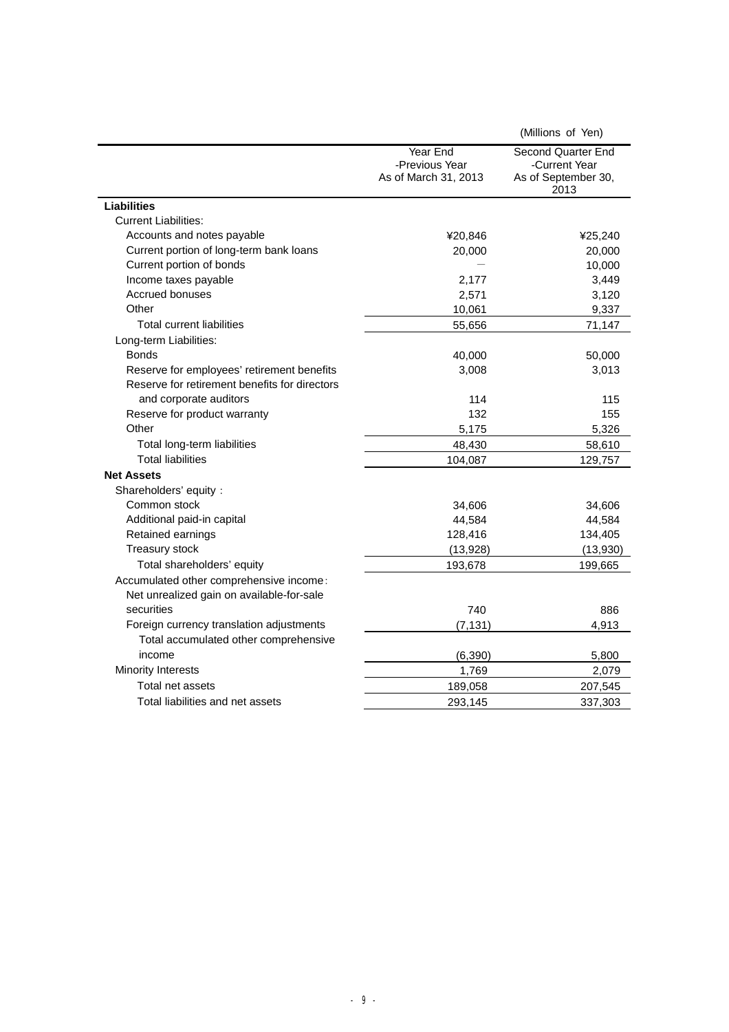(Millions of Yen)

| | Year End -Previous Year As of March 31, 2013 | Second Quarter End -Current Year As of September 30, 2013 |
|---|---|---|
| **Liabilities** | | |
| Current Liabilities: | | |
| Accounts and notes payable | ¥20,846 | ¥25,240 |
| Current portion of long-term bank loans | 20,000 | 20,000 |
| Current portion of bonds | — | 10,000 |
| Income taxes payable | 2,177 | 3,449 |
| Accrued bonuses | 2,571 | 3,120 |
| Other | 10,061 | 9,337 |
| Total current liabilities | 55,656 | 71,147 |
| Long-term Liabilities: | | |
| Bonds | 40,000 | 50,000 |
| Reserve for employees' retirement benefits | 3,008 | 3,013 |
| Reserve for retirement benefits for directors and corporate auditors | 114 | 115 |
| Reserve for product warranty | 132 | 155 |
| Other | 5,175 | 5,326 |
| Total long-term liabilities | 48,430 | 58,610 |
| Total liabilities | 104,087 | 129,757 |
| **Net Assets** | | |
| Shareholders' equity： | | |
| Common stock | 34,606 | 34,606 |
| Additional paid-in capital | 44,584 | 44,584 |
| Retained earnings | 128,416 | 134,405 |
| Treasury stock | (13,928) | (13,930) |
| Total shareholders' equity | 193,678 | 199,665 |
| Accumulated other comprehensive income： | | |
| Net unrealized gain on available-for-sale securities | 740 | 886 |
| Foreign currency translation adjustments | (7,131) | 4,913 |
| Total accumulated other comprehensive income | (6,390) | 5,800 |
| Minority Interests | 1,769 | 2,079 |
| Total net assets | 189,058 | 207,545 |
| Total liabilities and net assets | 293,145 | 337,303 |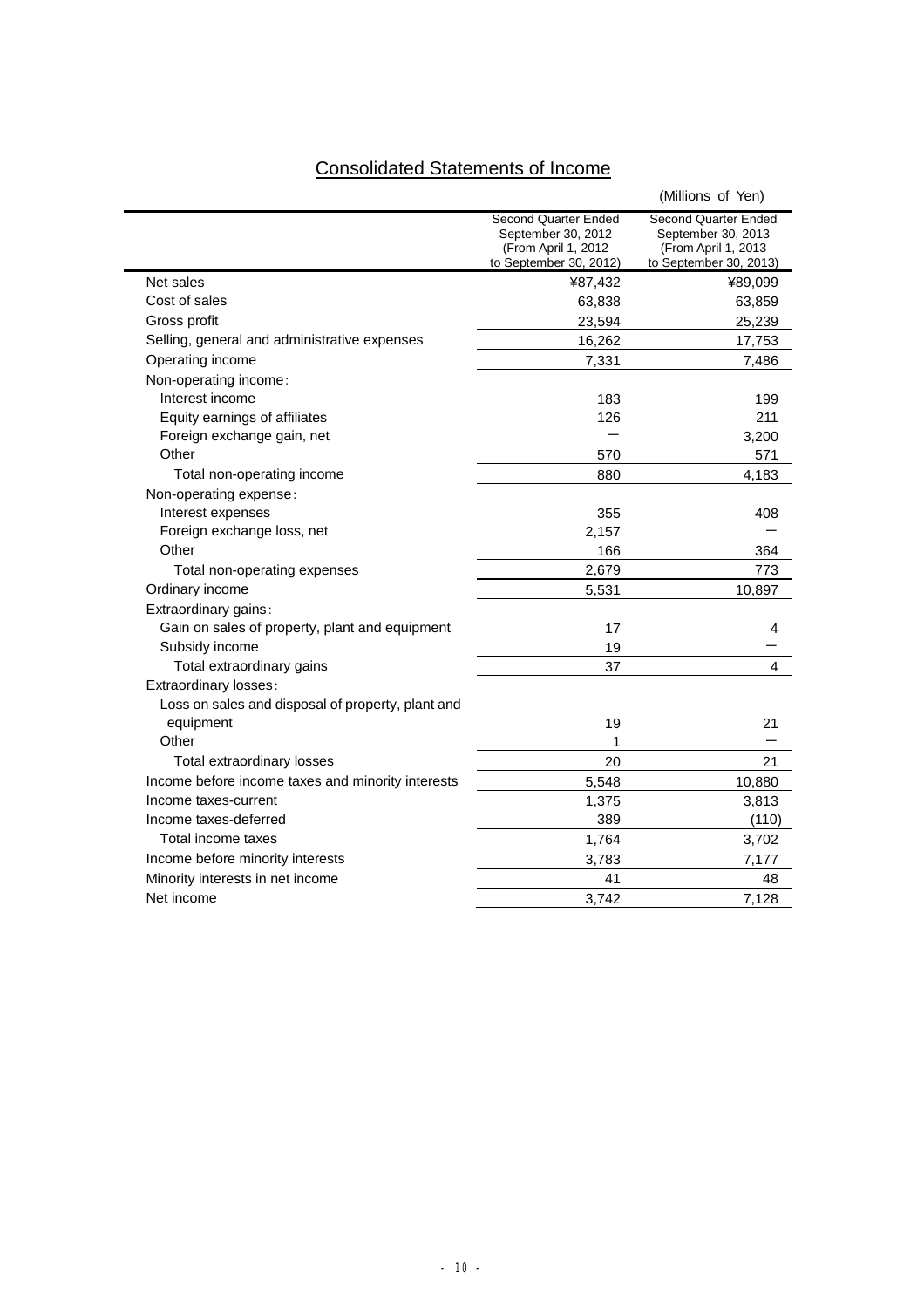## Consolidated Statements of Income

(Millions of Yen)

| | Second Quarter Ended September 30, 2012 (From April 1, 2012 to September 30, 2012) | Second Quarter Ended September 30, 2013 (From April 1, 2013 to September 30, 2013) |
|---|---|---|
| Net sales | ¥87,432 | ¥89,099 |
| Cost of sales | 63,838 | 63,859 |
| Gross profit | 23,594 | 25,239 |
| Selling, general and administrative expenses | 16,262 | 17,753 |
| Operating income | 7,331 | 7,486 |
| Non-operating income: | | |
| Interest income | 183 | 199 |
| Equity earnings of affiliates | 126 | 211 |
| Foreign exchange gain, net | − | 3,200 |
| Other | 570 | 571 |
| Total non-operating income | 880 | 4,183 |
| Non-operating expense: | | |
| Interest expenses | 355 | 408 |
| Foreign exchange loss, net | 2,157 | − |
| Other | 166 | 364 |
| Total non-operating expenses | 2,679 | 773 |
| Ordinary income | 5,531 | 10,897 |
| Extraordinary gains: | | |
| Gain on sales of property, plant and equipment | 17 | 4 |
| Subsidy income | 19 | − |
| Total extraordinary gains | 37 | 4 |
| Extraordinary losses: | | |
| Loss on sales and disposal of property, plant and equipment | 19 | 21 |
| Other | 1 | − |
| Total extraordinary losses | 20 | 21 |
| Income before income taxes and minority interests | 5,548 | 10,880 |
| Income taxes-current | 1,375 | 3,813 |
| Income taxes-deferred | 389 | (110) |
| Total income taxes | 1,764 | 3,702 |
| Income before minority interests | 3,783 | 7,177 |
| Minority interests in net income | 41 | 48 |
| Net income | 3,742 | 7,128 |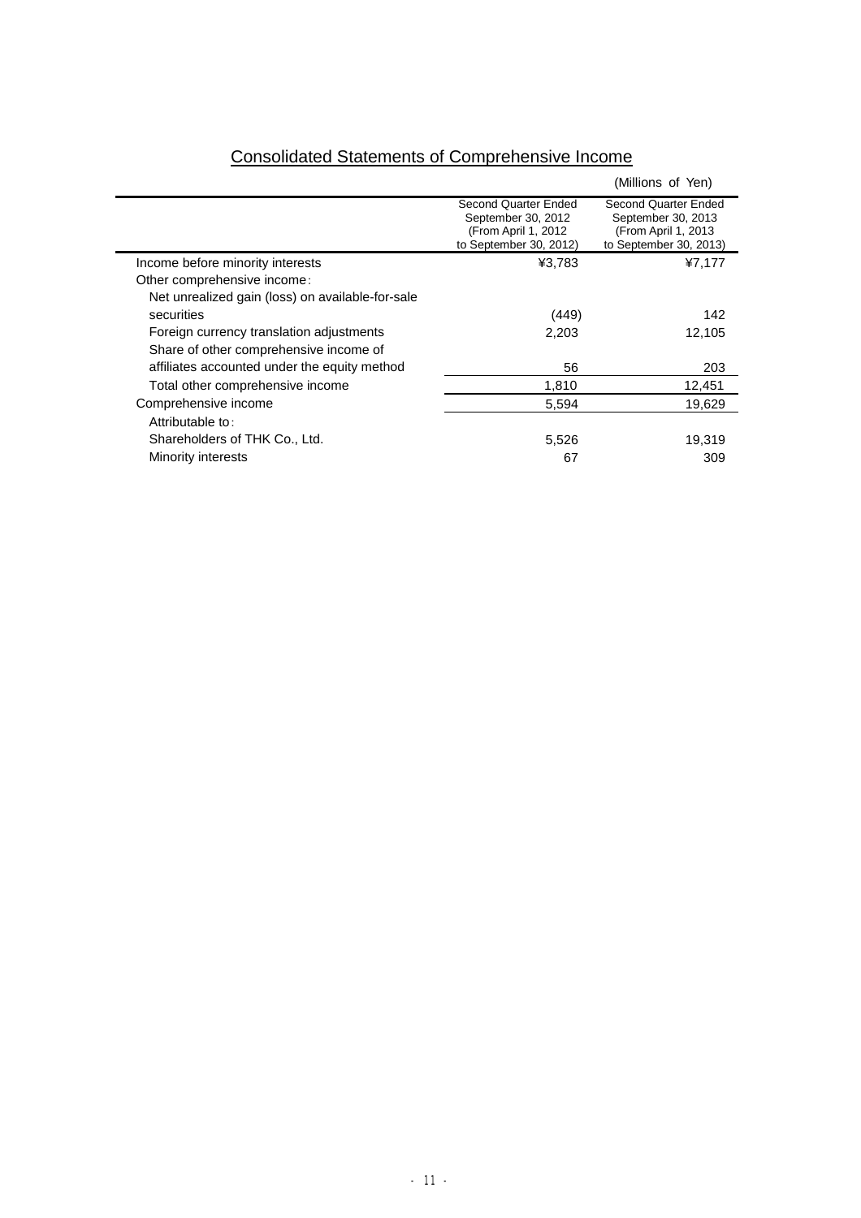## Consolidated Statements of Comprehensive Income

(Millions of Yen)

| | Second Quarter Ended September 30, 2012 (From April 1, 2012 to September 30, 2012) | Second Quarter Ended September 30, 2013 (From April 1, 2013 to September 30, 2013) |
|---|---|---|
| Income before minority interests | ¥3,783 | ¥7,177 |
| Other comprehensive income: | | |
| Net unrealized gain (loss) on available-for-sale securities | (449) | 142 |
| Foreign currency translation adjustments | 2,203 | 12,105 |
| Share of other comprehensive income of affiliates accounted under the equity method | 56 | 203 |
| Total other comprehensive income | 1,810 | 12,451 |
| Comprehensive income | 5,594 | 19,629 |
| Attributable to: | | |
| Shareholders of THK Co., Ltd. | 5,526 | 19,319 |
| Minority interests | 67 | 309 |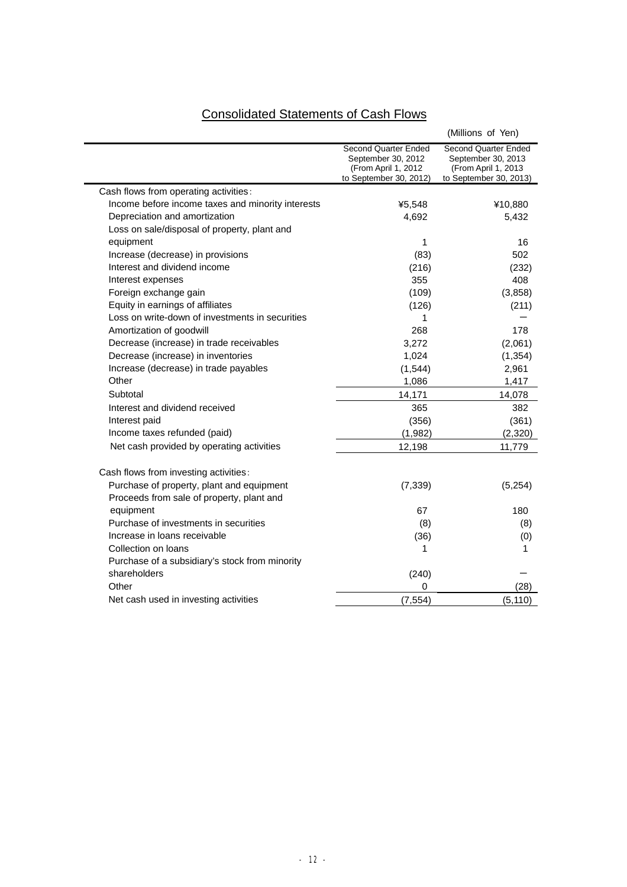# Consolidated Statements of Cash Flows

(Millions of Yen)

| | Second Quarter Ended September 30, 2012 (From April 1, 2012 to September 30, 2012) | Second Quarter Ended September 30, 2013 (From April 1, 2013 to September 30, 2013) |
|---|---|---|
| Cash flows from operating activities: | | |
| Income before income taxes and minority interests | ¥5,548 | ¥10,880 |
| Depreciation and amortization | 4,692 | 5,432 |
| Loss on sale/disposal of property, plant and equipment | 1 | 16 |
| Increase (decrease) in provisions | (83) | 502 |
| Interest and dividend income | (216) | (232) |
| Interest expenses | 355 | 408 |
| Foreign exchange gain | (109) | (3,858) |
| Equity in earnings of affiliates | (126) | (211) |
| Loss on write-down of investments in securities | 1 | － |
| Amortization of goodwill | 268 | 178 |
| Decrease (increase) in trade receivables | 3,272 | (2,061) |
| Decrease (increase) in inventories | 1,024 | (1,354) |
| Increase (decrease) in trade payables | (1,544) | 2,961 |
| Other | 1,086 | 1,417 |
| Subtotal | 14,171 | 14,078 |
| Interest and dividend received | 365 | 382 |
| Interest paid | (356) | (361) |
| Income taxes refunded (paid) | (1,982) | (2,320) |
| Net cash provided by operating activities | 12,198 | 11,779 |
| | | |
| Cash flows from investing activities: | | |
| Purchase of property, plant and equipment | (7,339) | (5,254) |
| Proceeds from sale of property, plant and equipment | 67 | 180 |
| Purchase of investments in securities | (8) | (8) |
| Increase in loans receivable | (36) | (0) |
| Collection on loans | 1 | 1 |
| Purchase of a subsidiary's stock from minority shareholders | (240) | － |
| Other | 0 | (28) |
| Net cash used in investing activities | (7,554) | (5,110) |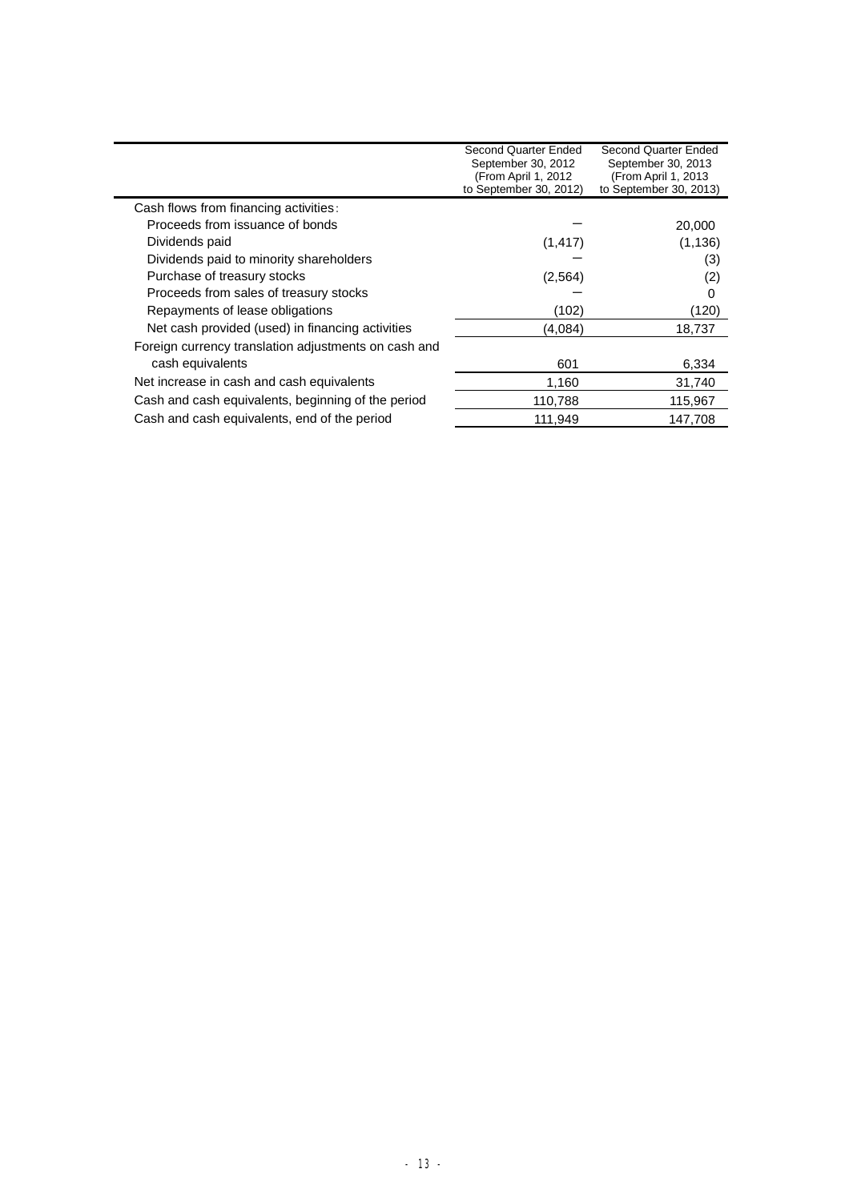|  | Second Quarter Ended September 30, 2012 (From April 1, 2012 to September 30, 2012) | Second Quarter Ended September 30, 2013 (From April 1, 2013 to September 30, 2013) |
|---|---|---|
| Cash flows from financing activities: |  |  |
| Proceeds from issuance of bonds | ー | 20,000 |
| Dividends paid | (1,417) | (1,136) |
| Dividends paid to minority shareholders | ー | (3) |
| Purchase of treasury stocks | (2,564) | (2) |
| Proceeds from sales of treasury stocks | ー | 0 |
| Repayments of lease obligations | (102) | (120) |
| Net cash provided (used) in financing activities | (4,084) | 18,737 |
| Foreign currency translation adjustments on cash and cash equivalents | 601 | 6,334 |
| Net increase in cash and cash equivalents | 1,160 | 31,740 |
| Cash and cash equivalents, beginning of the period | 110,788 | 115,967 |
| Cash and cash equivalents, end of the period | 111,949 | 147,708 |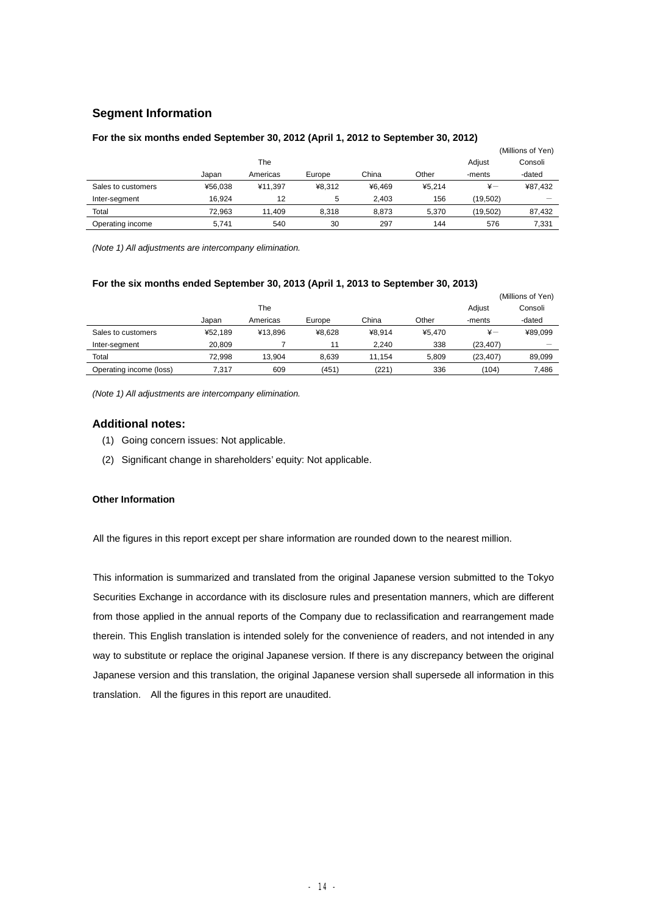## Segment Information

### For the six months ended September 30, 2012 (April 1, 2012 to September 30, 2012)

(Millions of Yen)

| | Japan | The Americas | Europe | China | Other | Adjust -ments | Consoli -dated |
|---|---|---|---|---|---|---|---|
| Sales to customers | ¥56,038 | ¥11,397 | ¥8,312 | ¥6,469 | ¥5,214 | ¥－ | ¥87,432 |
| Inter-segment | 16,924 | 12 | 5 | 2,403 | 156 | (19,502) | － |
| Total | 72,963 | 11,409 | 8,318 | 8,873 | 5,370 | (19,502) | 87,432 |
| Operating income | 5,741 | 540 | 30 | 297 | 144 | 576 | 7,331 |

*(Note 1) All adjustments are intercompany elimination.*

### For the six months ended September 30, 2013 (April 1, 2013 to September 30, 2013)

(Millions of Yen)

| | Japan | The Americas | Europe | China | Other | Adjust -ments | Consoli -dated |
|---|---|---|---|---|---|---|---|
| Sales to customers | ¥52,189 | ¥13,896 | ¥8,628 | ¥8,914 | ¥5,470 | ¥－ | ¥89,099 |
| Inter-segment | 20,809 | 7 | 11 | 2,240 | 338 | (23,407) | － |
| Total | 72,998 | 13,904 | 8,639 | 11,154 | 5,809 | (23,407) | 89,099 |
| Operating income (loss) | 7,317 | 609 | (451) | (221) | 336 | (104) | 7,486 |

*(Note 1) All adjustments are intercompany elimination.*

## Additional notes:

(1) Going concern issues: Not applicable.

(2) Significant change in shareholders' equity: Not applicable.

#### Other Information

All the figures in this report except per share information are rounded down to the nearest million.

This information is summarized and translated from the original Japanese version submitted to the Tokyo Securities Exchange in accordance with its disclosure rules and presentation manners, which are different from those applied in the annual reports of the Company due to reclassification and rearrangement made therein. This English translation is intended solely for the convenience of readers, and not intended in any way to substitute or replace the original Japanese version. If there is any discrepancy between the original Japanese version and this translation, the original Japanese version shall supersede all information in this translation.　All the figures in this report are unaudited.